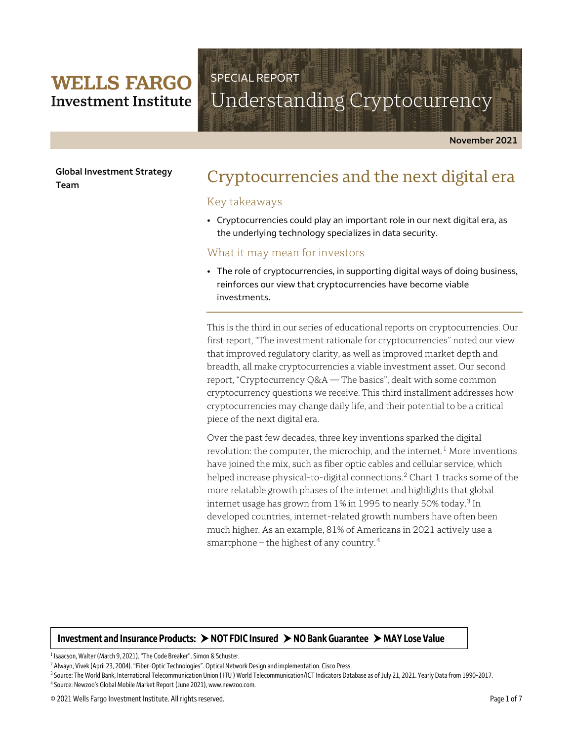**WELLS FARGO**
**Investment Institute**

SPECIAL REPORT

# Understanding Cryptocurrency

**November 2021**

**Global Investment Strategy Team**

## Cryptocurrencies and the next digital era

### Key takeaways

- Cryptocurrencies could play an important role in our next digital era, as the underlying technology specializes in data security.

### What it may mean for investors

- The role of cryptocurrencies, in supporting digital ways of doing business, reinforces our view that cryptocurrencies have become viable investments.

This is the third in our series of educational reports on cryptocurrencies. Our first report, "The investment rationale for cryptocurrencies" noted our view that improved regulatory clarity, as well as improved market depth and breadth, all make cryptocurrencies a viable investment asset. Our second report, "Cryptocurrency Q&A — The basics", dealt with some common cryptocurrency questions we receive. This third installment addresses how cryptocurrencies may change daily life, and their potential to be a critical piece of the next digital era.

Over the past few decades, three key inventions sparked the digital revolution: the computer, the microchip, and the internet.[1] More inventions have joined the mix, such as fiber optic cables and cellular service, which helped increase physical-to-digital connections.[2] Chart 1 tracks some of the more relatable growth phases of the internet and highlights that global internet usage has grown from 1% in 1995 to nearly 50% today.[3] In developed countries, internet-related growth numbers have often been much higher. As an example, 81% of Americans in 2021 actively use a smartphone – the highest of any country.[4]

**Investment and Insurance Products: ➤ NOT FDIC Insured ➤ NO Bank Guarantee ➤ MAY Lose Value**

[1] Isaacson, Walter (March 9, 2021). "The Code Breaker". Simon & Schuster.
[2] Alwayn, Vivek (April 23, 2004). "Fiber-Optic Technologies". Optical Network Design and implementation. Cisco Press.
[3] Source: The World Bank, International Telecommunication Union ( ITU ) World Telecommunication/ICT Indicators Database as of July 21, 2021. Yearly Data from 1990-2017.
[4] Source: Newzoo's Global Mobile Market Report (June 2021), www.newzoo.com.

© 2021 Wells Fargo Investment Institute. All rights reserved.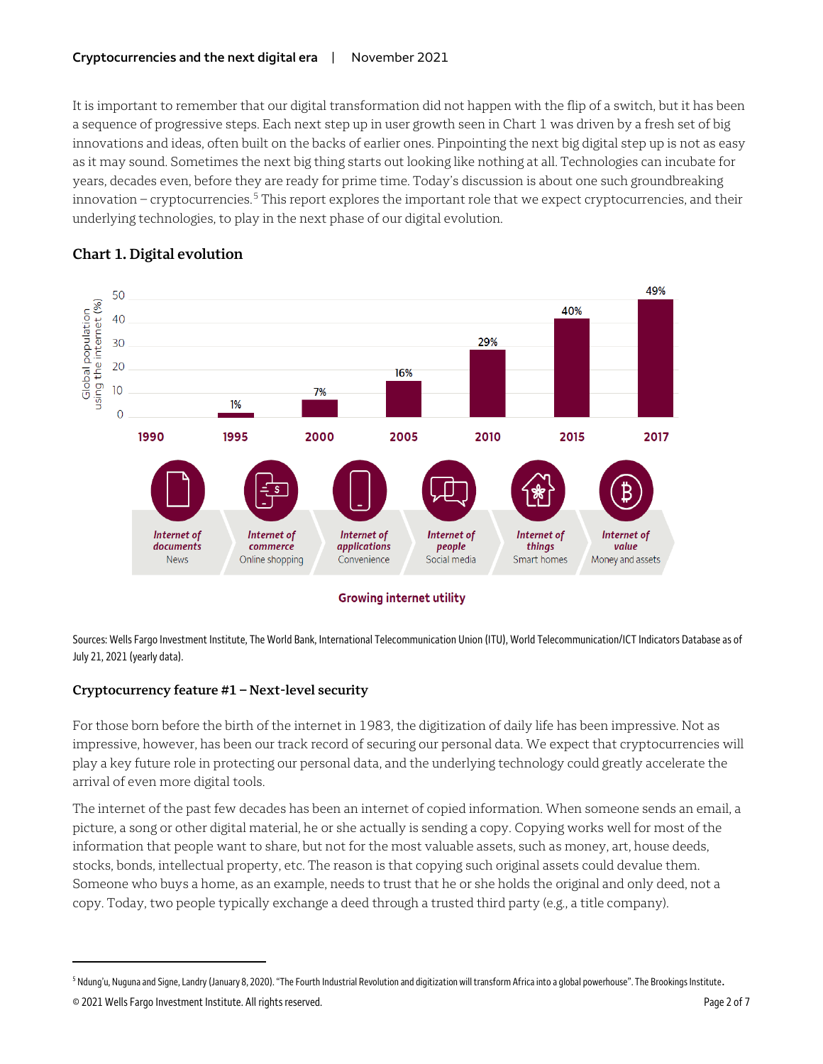It is important to remember that our digital transformation did not happen with the flip of a switch, but it has been a sequence of progressive steps. Each next step up in user growth seen in Chart 1 was driven by a fresh set of big innovations and ideas, often built on the backs of earlier ones. Pinpointing the next big digital step up is not as easy as it may sound. Sometimes the next big thing starts out looking like nothing at all. Technologies can incubate for years, decades even, before they are ready for prime time. Today's discussion is about one such groundbreaking innovation – cryptocurrencies.[5] This report explores the important role that we expect cryptocurrencies, and their underlying technologies, to play in the next phase of our digital evolution.

### Chart 1. Digital evolution

Global population using the internet (%)

| Year | 1990 | 1995 | 2000 | 2005 | 2010 | 2015 | 2017 |
|---|---|---|---|---|---|---|---|
| % | | 1% | 7% | 16% | 29% | 40% | 49% |

| *Internet of documents* | *Internet of commerce* | *Internet of applications* | *Internet of people* | *Internet of things* | *Internet of value* |
|---|---|---|---|---|---|
| News | Online shopping | Convenience | Social media | Smart homes | Money and assets |

Growing internet utility

Sources: Wells Fargo Investment Institute, The World Bank, International Telecommunication Union (ITU), World Telecommunication/ICT Indicators Database as of July 21, 2021 (yearly data).

### Cryptocurrency feature #1 – Next-level security

For those born before the birth of the internet in 1983, the digitization of daily life has been impressive. Not as impressive, however, has been our track record of securing our personal data. We expect that cryptocurrencies will play a key future role in protecting our personal data, and the underlying technology could greatly accelerate the arrival of even more digital tools.

The internet of the past few decades has been an internet of copied information. When someone sends an email, a picture, a song or other digital material, he or she actually is sending a copy. Copying works well for most of the information that people want to share, but not for the most valuable assets, such as money, art, house deeds, stocks, bonds, intellectual property, etc. The reason is that copying such original assets could devalue them. Someone who buys a home, as an example, needs to trust that he or she holds the original and only deed, not a copy. Today, two people typically exchange a deed through a trusted third party (e.g., a title company).

---

[5] Ndung'u, Nuguna and Signe, Landry (January 8, 2020). "The Fourth Industrial Revolution and digitization will transform Africa into a global powerhouse". The Brookings Institute.

© 2021 Wells Fargo Investment Institute. All rights reserved.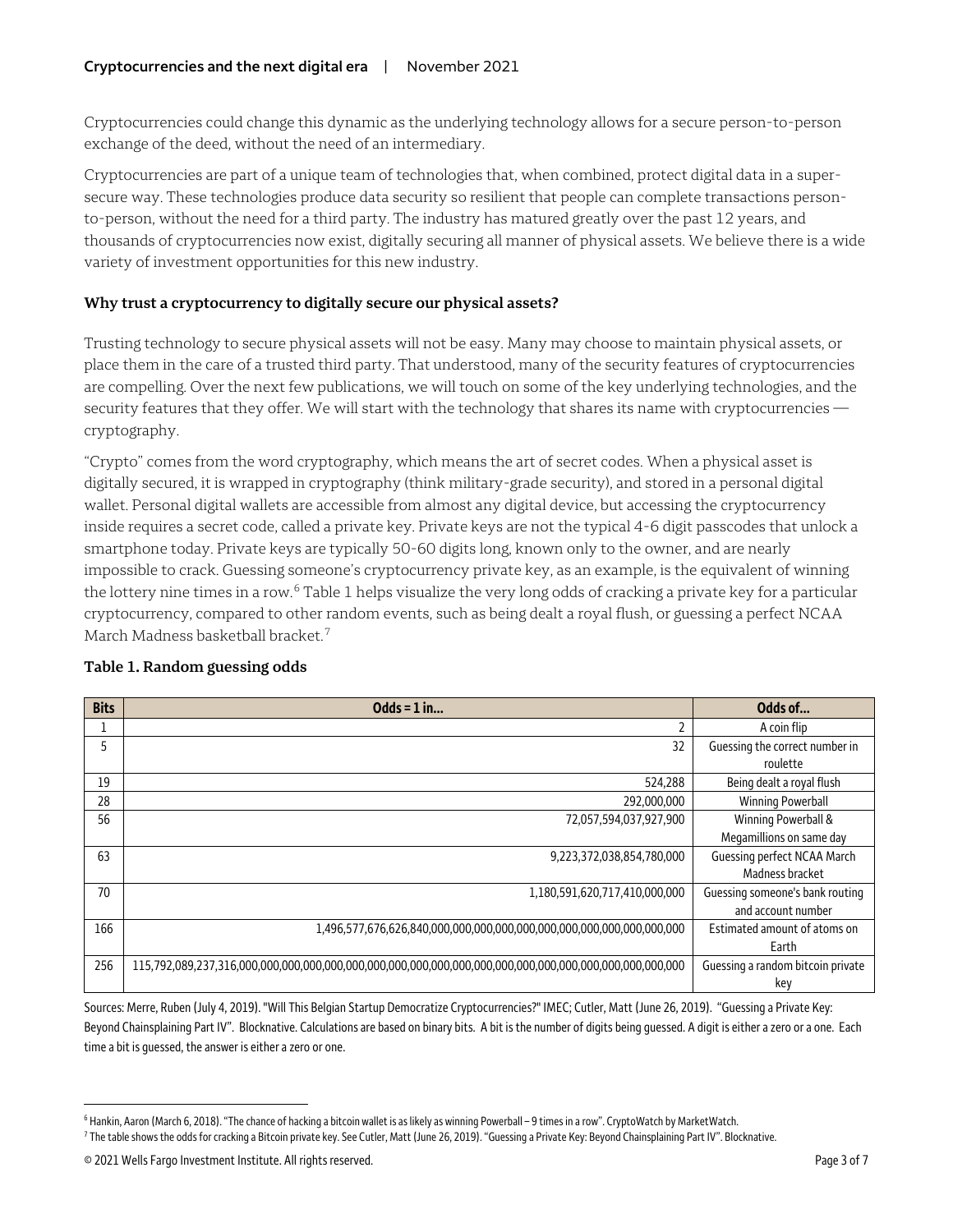Cryptocurrencies could change this dynamic as the underlying technology allows for a secure person-to-person exchange of the deed, without the need of an intermediary.

Cryptocurrencies are part of a unique team of technologies that, when combined, protect digital data in a super-secure way. These technologies produce data security so resilient that people can complete transactions person-to-person, without the need for a third party. The industry has matured greatly over the past 12 years, and thousands of cryptocurrencies now exist, digitally securing all manner of physical assets. We believe there is a wide variety of investment opportunities for this new industry.

**Why trust a cryptocurrency to digitally secure our physical assets?**

Trusting technology to secure physical assets will not be easy. Many may choose to maintain physical assets, or place them in the care of a trusted third party. That understood, many of the security features of cryptocurrencies are compelling. Over the next few publications, we will touch on some of the key underlying technologies, and the security features that they offer. We will start with the technology that shares its name with cryptocurrencies — cryptography.

"Crypto" comes from the word cryptography, which means the art of secret codes. When a physical asset is digitally secured, it is wrapped in cryptography (think military-grade security), and stored in a personal digital wallet. Personal digital wallets are accessible from almost any digital device, but accessing the cryptocurrency inside requires a secret code, called a private key. Private keys are not the typical 4-6 digit passcodes that unlock a smartphone today. Private keys are typically 50-60 digits long, known only to the owner, and are nearly impossible to crack. Guessing someone's cryptocurrency private key, as an example, is the equivalent of winning the lottery nine times in a row.[6] Table 1 helps visualize the very long odds of cracking a private key for a particular cryptocurrency, compared to other random events, such as being dealt a royal flush, or guessing a perfect NCAA March Madness basketball bracket.[7]

**Table 1. Random guessing odds**

| Bits | Odds = 1 in... | Odds of... |
|---|---|---|
| 1 | 2 | A coin flip |
| 5 | 32 | Guessing the correct number in roulette |
| 19 | 524,288 | Being dealt a royal flush |
| 28 | 292,000,000 | Winning Powerball |
| 56 | 72,057,594,037,927,900 | Winning Powerball & Megamillions on same day |
| 63 | 9,223,372,038,854,780,000 | Guessing perfect NCAA March Madness bracket |
| 70 | 1,180,591,620,717,410,000,000 | Guessing someone's bank routing and account number |
| 166 | 1,496,577,676,626,840,000,000,000,000,000,000,000,000,000,000,000 | Estimated amount of atoms on Earth |
| 256 | 115,792,089,237,316,000,000,000,000,000,000,000,000,000,000,000,000,000,000,000,000,000,000,000,000 | Guessing a random bitcoin private key |

Sources: Merre, Ruben (July 4, 2019). "Will This Belgian Startup Democratize Cryptocurrencies?" IMEC; Cutler, Matt (June 26, 2019). "Guessing a Private Key: Beyond Chainsplaining Part IV". Blocknative. Calculations are based on binary bits. A bit is the number of digits being guessed. A digit is either a zero or a one. Each time a bit is guessed, the answer is either a zero or one.

---

[6] Hankin, Aaron (March 6, 2018). "The chance of hacking a bitcoin wallet is as likely as winning Powerball – 9 times in a row". CryptoWatch by MarketWatch.

[7] The table shows the odds for cracking a Bitcoin private key. See Cutler, Matt (June 26, 2019). "Guessing a Private Key: Beyond Chainsplaining Part IV". Blocknative.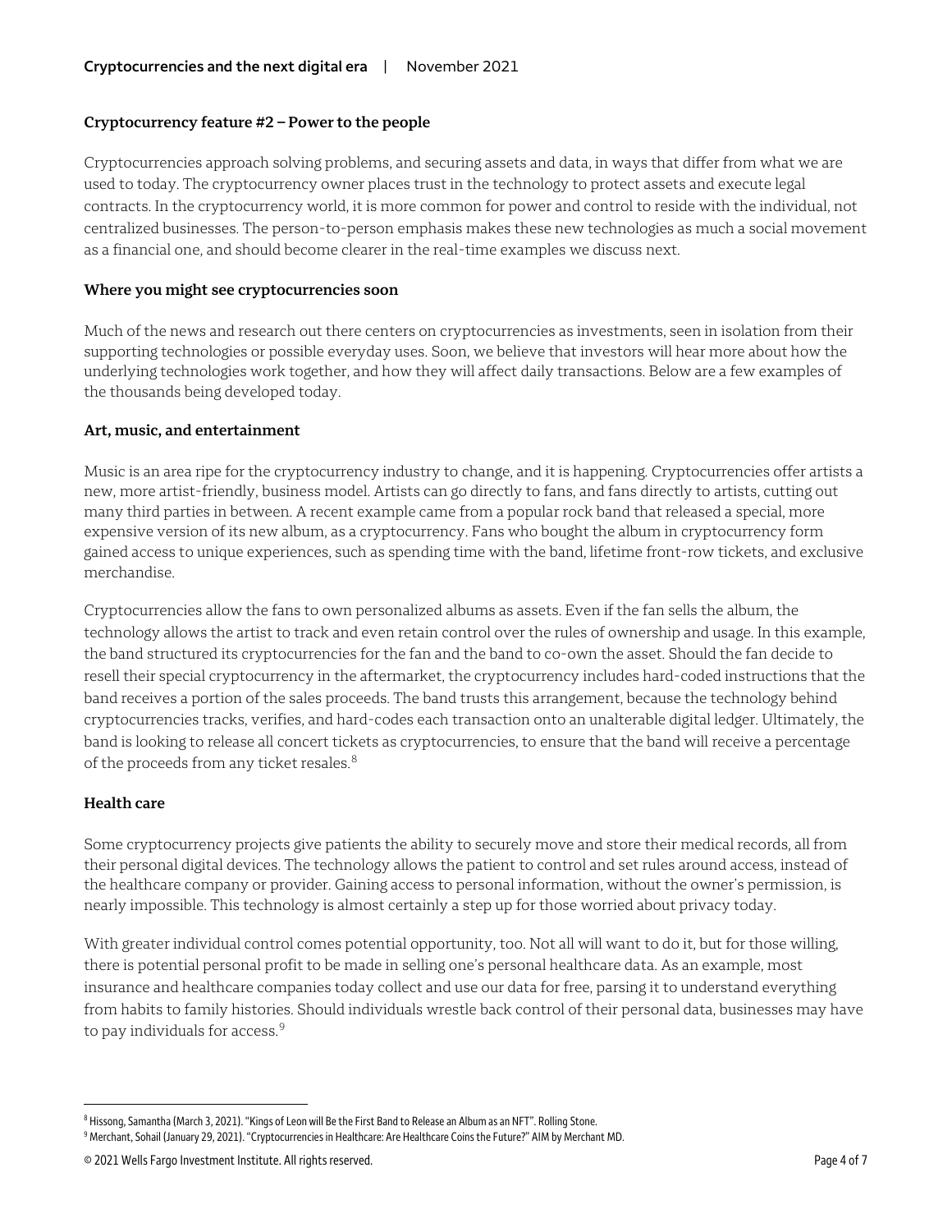### Cryptocurrency feature #2 – Power to the people

Cryptocurrencies approach solving problems, and securing assets and data, in ways that differ from what we are used to today. The cryptocurrency owner places trust in the technology to protect assets and execute legal contracts. In the cryptocurrency world, it is more common for power and control to reside with the individual, not centralized businesses. The person-to-person emphasis makes these new technologies as much a social movement as a financial one, and should become clearer in the real-time examples we discuss next.

### Where you might see cryptocurrencies soon

Much of the news and research out there centers on cryptocurrencies as investments, seen in isolation from their supporting technologies or possible everyday uses. Soon, we believe that investors will hear more about how the underlying technologies work together, and how they will affect daily transactions. Below are a few examples of the thousands being developed today.

### Art, music, and entertainment

Music is an area ripe for the cryptocurrency industry to change, and it is happening. Cryptocurrencies offer artists a new, more artist-friendly, business model. Artists can go directly to fans, and fans directly to artists, cutting out many third parties in between. A recent example came from a popular rock band that released a special, more expensive version of its new album, as a cryptocurrency. Fans who bought the album in cryptocurrency form gained access to unique experiences, such as spending time with the band, lifetime front-row tickets, and exclusive merchandise.

Cryptocurrencies allow the fans to own personalized albums as assets. Even if the fan sells the album, the technology allows the artist to track and even retain control over the rules of ownership and usage. In this example, the band structured its cryptocurrencies for the fan and the band to co-own the asset. Should the fan decide to resell their special cryptocurrency in the aftermarket, the cryptocurrency includes hard-coded instructions that the band receives a portion of the sales proceeds. The band trusts this arrangement, because the technology behind cryptocurrencies tracks, verifies, and hard-codes each transaction onto an unalterable digital ledger. Ultimately, the band is looking to release all concert tickets as cryptocurrencies, to ensure that the band will receive a percentage of the proceeds from any ticket resales.[8]

### Health care

Some cryptocurrency projects give patients the ability to securely move and store their medical records, all from their personal digital devices. The technology allows the patient to control and set rules around access, instead of the healthcare company or provider. Gaining access to personal information, without the owner's permission, is nearly impossible. This technology is almost certainly a step up for those worried about privacy today.

With greater individual control comes potential opportunity, too. Not all will want to do it, but for those willing, there is potential personal profit to be made in selling one's personal healthcare data. As an example, most insurance and healthcare companies today collect and use our data for free, parsing it to understand everything from habits to family histories. Should individuals wrestle back control of their personal data, businesses may have to pay individuals for access.[9]

---

[8] Hissong, Samantha (March 3, 2021). "Kings of Leon will Be the First Band to Release an Album as an NFT". Rolling Stone.

[9] Merchant, Sohail (January 29, 2021). "Cryptocurrencies in Healthcare: Are Healthcare Coins the Future?" AIM by Merchant MD.

© 2021 Wells Fargo Investment Institute. All rights reserved.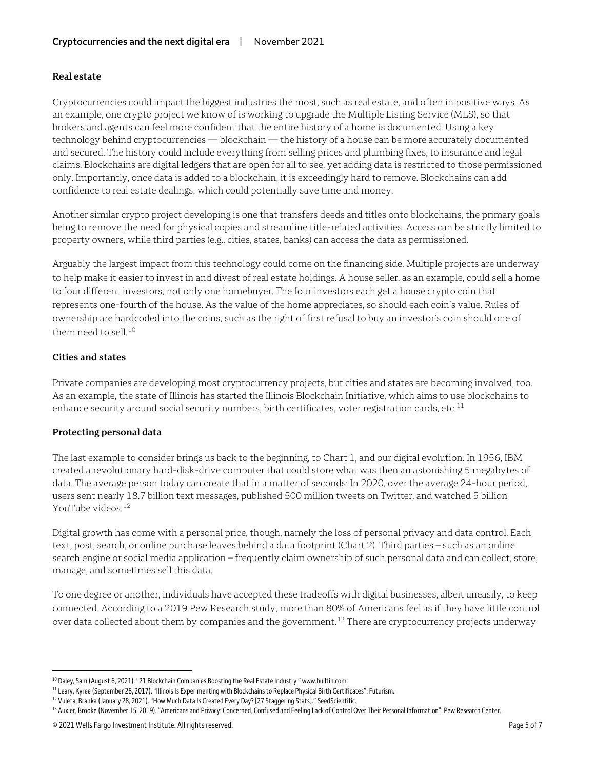### Real estate

Cryptocurrencies could impact the biggest industries the most, such as real estate, and often in positive ways. As an example, one crypto project we know of is working to upgrade the Multiple Listing Service (MLS), so that brokers and agents can feel more confident that the entire history of a home is documented. Using a key technology behind cryptocurrencies — blockchain — the history of a house can be more accurately documented and secured. The history could include everything from selling prices and plumbing fixes, to insurance and legal claims. Blockchains are digital ledgers that are open for all to see, yet adding data is restricted to those permissioned only. Importantly, once data is added to a blockchain, it is exceedingly hard to remove. Blockchains can add confidence to real estate dealings, which could potentially save time and money.

Another similar crypto project developing is one that transfers deeds and titles onto blockchains, the primary goals being to remove the need for physical copies and streamline title-related activities. Access can be strictly limited to property owners, while third parties (e.g., cities, states, banks) can access the data as permissioned.

Arguably the largest impact from this technology could come on the financing side. Multiple projects are underway to help make it easier to invest in and divest of real estate holdings. A house seller, as an example, could sell a home to four different investors, not only one homebuyer. The four investors each get a house crypto coin that represents one-fourth of the house. As the value of the home appreciates, so should each coin's value. Rules of ownership are hardcoded into the coins, such as the right of first refusal to buy an investor's coin should one of them need to sell.[10]

### Cities and states

Private companies are developing most cryptocurrency projects, but cities and states are becoming involved, too. As an example, the state of Illinois has started the Illinois Blockchain Initiative, which aims to use blockchains to enhance security around social security numbers, birth certificates, voter registration cards, etc.[11]

### Protecting personal data

The last example to consider brings us back to the beginning, to Chart 1, and our digital evolution. In 1956, IBM created a revolutionary hard-disk-drive computer that could store what was then an astonishing 5 megabytes of data. The average person today can create that in a matter of seconds: In 2020, over the average 24-hour period, users sent nearly 18.7 billion text messages, published 500 million tweets on Twitter, and watched 5 billion YouTube videos.[12]

Digital growth has come with a personal price, though, namely the loss of personal privacy and data control. Each text, post, search, or online purchase leaves behind a data footprint (Chart 2). Third parties – such as an online search engine or social media application – frequently claim ownership of such personal data and can collect, store, manage, and sometimes sell this data.

To one degree or another, individuals have accepted these tradeoffs with digital businesses, albeit uneasily, to keep connected. According to a 2019 Pew Research study, more than 80% of Americans feel as if they have little control over data collected about them by companies and the government.[13] There are cryptocurrency projects underway

---

[10] Daley, Sam (August 6, 2021). "21 Blockchain Companies Boosting the Real Estate Industry." www.builtin.com.

[11] Leary, Kyree (September 28, 2017). "Illinois Is Experimenting with Blockchains to Replace Physical Birth Certificates". Futurism.

[12] Vuleta, Branka (January 28, 2021). "How Much Data Is Created Every Day? [27 Staggering Stats]." SeedScientific.

[13] Auxier, Brooke (November 15, 2019). "Americans and Privacy: Concerned, Confused and Feeling Lack of Control Over Their Personal Information". Pew Research Center.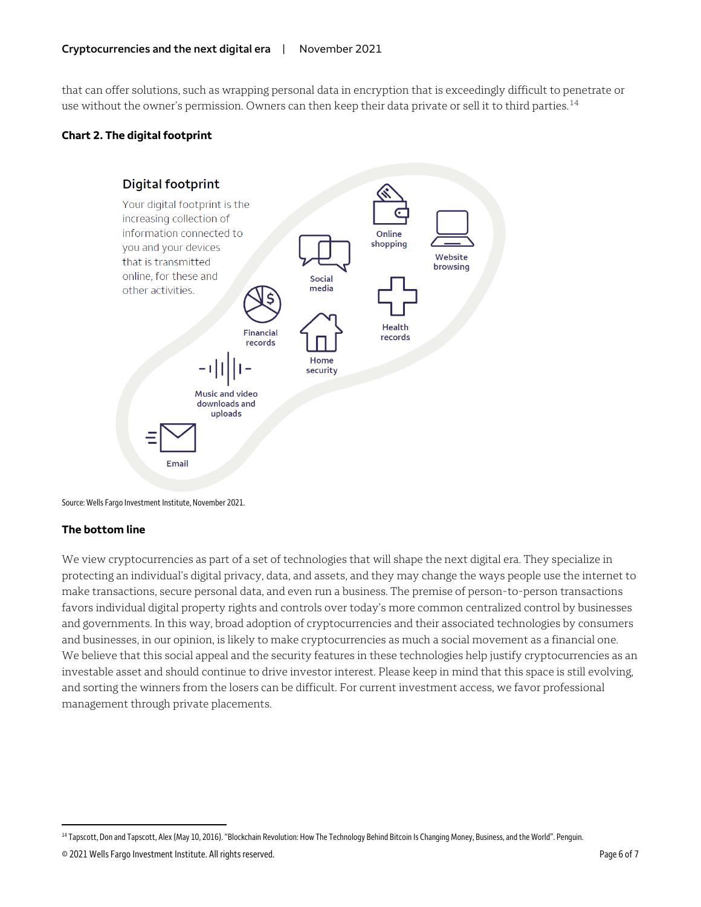that can offer solutions, such as wrapping personal data in encryption that is exceedingly difficult to penetrate or use without the owner's permission. Owners can then keep their data private or sell it to third parties.[14]

**Chart 2. The digital footprint**

**Digital footprint**

Your digital footprint is the increasing collection of information connected to you and your devices that is transmitted online, for these and other activities.

- Online shopping
- Website browsing
- Social media
- Health records
- Financial records
- Home security
- Music and video downloads and uploads
- Email

Source: Wells Fargo Investment Institute, November 2021.

## The bottom line

We view cryptocurrencies as part of a set of technologies that will shape the next digital era. They specialize in protecting an individual's digital privacy, data, and assets, and they may change the ways people use the internet to make transactions, secure personal data, and even run a business. The premise of person-to-person transactions favors individual digital property rights and controls over today's more common centralized control by businesses and governments. In this way, broad adoption of cryptocurrencies and their associated technologies by consumers and businesses, in our opinion, is likely to make cryptocurrencies as much a social movement as a financial one. We believe that this social appeal and the security features in these technologies help justify cryptocurrencies as an investable asset and should continue to drive investor interest. Please keep in mind that this space is still evolving, and sorting the winners from the losers can be difficult. For current investment access, we favor professional management through private placements.

---

[14] Tapscott, Don and Tapscott, Alex (May 10, 2016). "Blockchain Revolution: How The Technology Behind Bitcoin Is Changing Money, Business, and the World". Penguin.

© 2021 Wells Fargo Investment Institute. All rights reserved.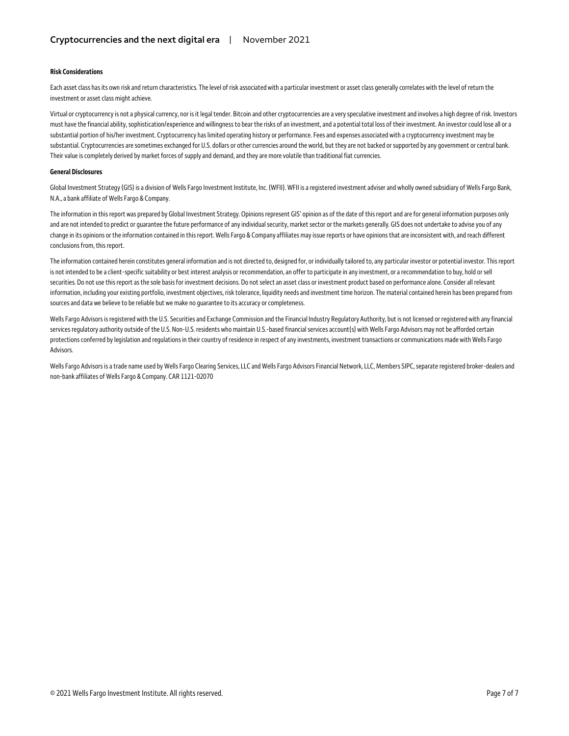**Risk Considerations**

Each asset class has its own risk and return characteristics. The level of risk associated with a particular investment or asset class generally correlates with the level of return the investment or asset class might achieve.

Virtual or cryptocurrency is not a physical currency, nor is it legal tender. Bitcoin and other cryptocurrencies are a very speculative investment and involves a high degree of risk. Investors must have the financial ability, sophistication/experience and willingness to bear the risks of an investment, and a potential total loss of their investment. An investor could lose all or a substantial portion of his/her investment. Cryptocurrency has limited operating history or performance. Fees and expenses associated with a cryptocurrency investment may be substantial. Cryptocurrencies are sometimes exchanged for U.S. dollars or other currencies around the world, but they are not backed or supported by any government or central bank. Their value is completely derived by market forces of supply and demand, and they are more volatile than traditional fiat currencies.

**General Disclosures**

Global Investment Strategy (GIS) is a division of Wells Fargo Investment Institute, Inc. (WFII). WFII is a registered investment adviser and wholly owned subsidiary of Wells Fargo Bank, N.A., a bank affiliate of Wells Fargo & Company.

The information in this report was prepared by Global Investment Strategy. Opinions represent GIS' opinion as of the date of this report and are for general information purposes only and are not intended to predict or guarantee the future performance of any individual security, market sector or the markets generally. GIS does not undertake to advise you of any change in its opinions or the information contained in this report. Wells Fargo & Company affiliates may issue reports or have opinions that are inconsistent with, and reach different conclusions from, this report.

The information contained herein constitutes general information and is not directed to, designed for, or individually tailored to, any particular investor or potential investor. This report is not intended to be a client-specific suitability or best interest analysis or recommendation, an offer to participate in any investment, or a recommendation to buy, hold or sell securities. Do not use this report as the sole basis for investment decisions. Do not select an asset class or investment product based on performance alone. Consider all relevant information, including your existing portfolio, investment objectives, risk tolerance, liquidity needs and investment time horizon. The material contained herein has been prepared from sources and data we believe to be reliable but we make no guarantee to its accuracy or completeness.

Wells Fargo Advisors is registered with the U.S. Securities and Exchange Commission and the Financial Industry Regulatory Authority, but is not licensed or registered with any financial services regulatory authority outside of the U.S. Non-U.S. residents who maintain U.S.-based financial services account(s) with Wells Fargo Advisors may not be afforded certain protections conferred by legislation and regulations in their country of residence in respect of any investments, investment transactions or communications made with Wells Fargo Advisors.

Wells Fargo Advisors is a trade name used by Wells Fargo Clearing Services, LLC and Wells Fargo Advisors Financial Network, LLC, Members SIPC, separate registered broker-dealers and non-bank affiliates of Wells Fargo & Company. CAR 1121-02070

© 2021 Wells Fargo Investment Institute. All rights reserved.